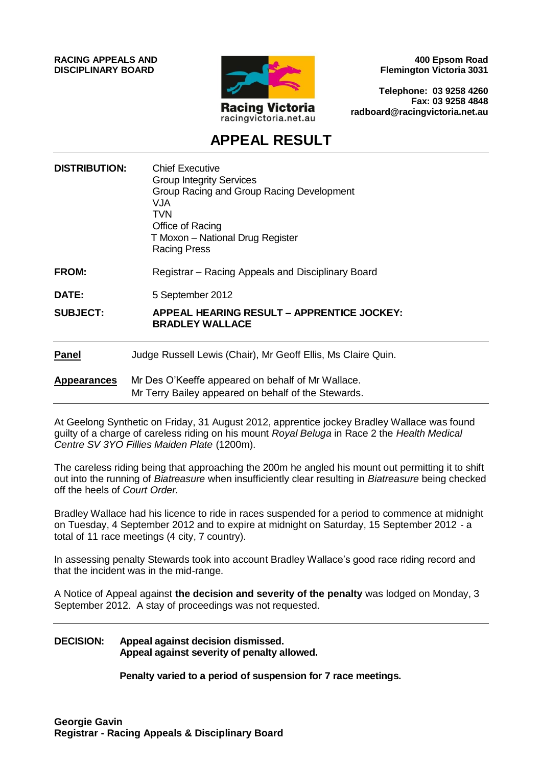**RACING APPEALS AND DISCIPLINARY BOARD**

Racing Victoria
racingvictoria.net.au

**400 Epsom Road**
**Flemington Victoria 3031**

**Telephone: 03 9258 4260**
**Fax: 03 9258 4848**
**radboard@racingvictoria.net.au**

# APPEAL RESULT

| | |
|---|---|
| **DISTRIBUTION:** | Chief Executive<br>Group Integrity Services<br>Group Racing and Group Racing Development<br>VJA<br>TVN<br>Office of Racing<br>T Moxon – National Drug Register<br>Racing Press |
| **FROM:** | Registrar – Racing Appeals and Disciplinary Board |
| **DATE:** | 5 September 2012 |
| **SUBJECT:** | **APPEAL HEARING RESULT – APPRENTICE JOCKEY: BRADLEY WALLACE** |

**Panel** Judge Russell Lewis (Chair), Mr Geoff Ellis, Ms Claire Quin.

**Appearances** Mr Des O'Keeffe appeared on behalf of Mr Wallace.
Mr Terry Bailey appeared on behalf of the Stewards.

At Geelong Synthetic on Friday, 31 August 2012, apprentice jockey Bradley Wallace was found guilty of a charge of careless riding on his mount *Royal Beluga* in Race 2 the *Health Medical Centre SV 3YO Fillies Maiden Plate* (1200m).

The careless riding being that approaching the 200m he angled his mount out permitting it to shift out into the running of *Biatreasure* when insufficiently clear resulting in *Biatreasure* being checked off the heels of *Court Order.*

Bradley Wallace had his licence to ride in races suspended for a period to commence at midnight on Tuesday, 4 September 2012 and to expire at midnight on Saturday, 15 September 2012 - a total of 11 race meetings (4 city, 7 country).

In assessing penalty Stewards took into account Bradley Wallace's good race riding record and that the incident was in the mid-range.

A Notice of Appeal against **the decision and severity of the penalty** was lodged on Monday, 3 September 2012. A stay of proceedings was not requested.

**DECISION:** **Appeal against decision dismissed.**
**Appeal against severity of penalty allowed.**

**Penalty varied to a period of suspension for 7 race meetings.**

**Georgie Gavin**
**Registrar - Racing Appeals & Disciplinary Board**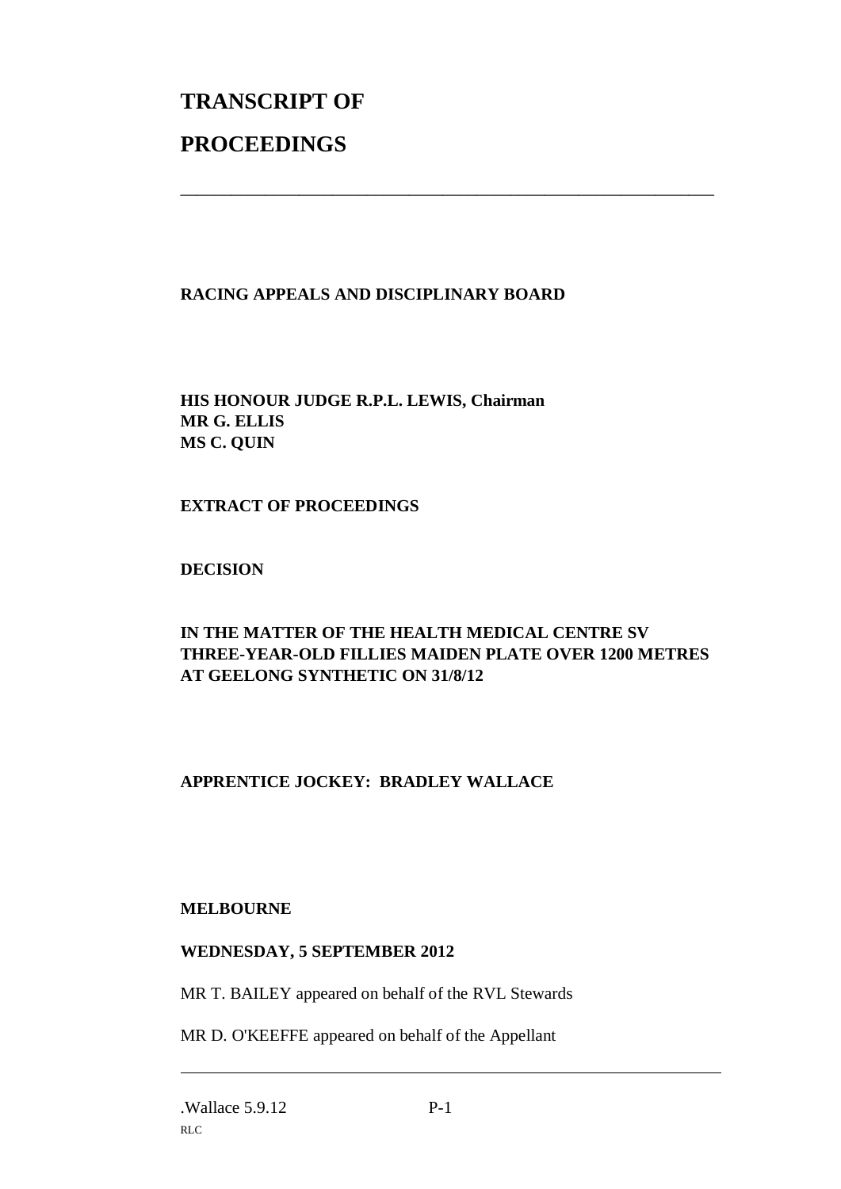# TRANSCRIPT OF

# PROCEEDINGS

---

**RACING APPEALS AND DISCIPLINARY BOARD**

**HIS HONOUR JUDGE R.P.L. LEWIS, Chairman**
**MR G. ELLIS**
**MS C. QUIN**

**EXTRACT OF PROCEEDINGS**

**DECISION**

**IN THE MATTER OF THE HEALTH MEDICAL CENTRE SV THREE-YEAR-OLD FILLIES MAIDEN PLATE OVER 1200 METRES AT GEELONG SYNTHETIC ON 31/8/12**

**APPRENTICE JOCKEY: BRADLEY WALLACE**

**MELBOURNE**

**WEDNESDAY, 5 SEPTEMBER 2012**

MR T. BAILEY appeared on behalf of the RVL Stewards

MR D. O'KEEFFE appeared on behalf of the Appellant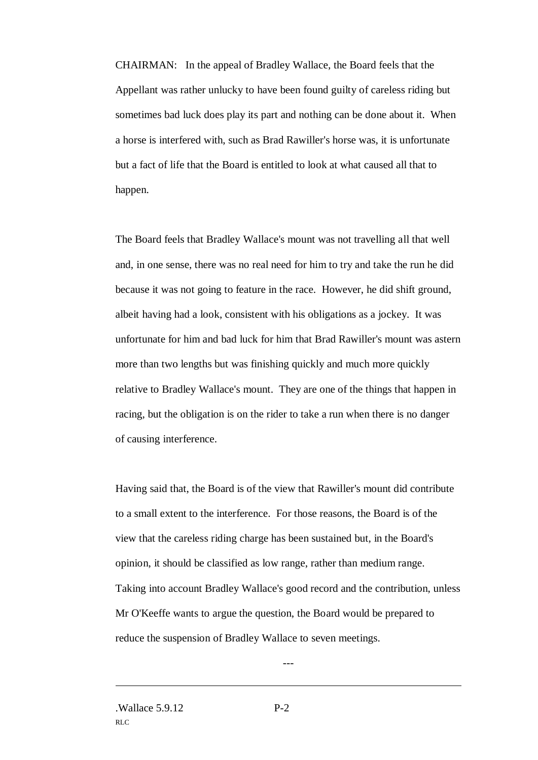CHAIRMAN: In the appeal of Bradley Wallace, the Board feels that the Appellant was rather unlucky to have been found guilty of careless riding but sometimes bad luck does play its part and nothing can be done about it. When a horse is interfered with, such as Brad Rawiller's horse was, it is unfortunate but a fact of life that the Board is entitled to look at what caused all that to happen.

The Board feels that Bradley Wallace's mount was not travelling all that well and, in one sense, there was no real need for him to try and take the run he did because it was not going to feature in the race. However, he did shift ground, albeit having had a look, consistent with his obligations as a jockey. It was unfortunate for him and bad luck for him that Brad Rawiller's mount was astern more than two lengths but was finishing quickly and much more quickly relative to Bradley Wallace's mount. They are one of the things that happen in racing, but the obligation is on the rider to take a run when there is no danger of causing interference.

Having said that, the Board is of the view that Rawiller's mount did contribute to a small extent to the interference. For those reasons, the Board is of the view that the careless riding charge has been sustained but, in the Board's opinion, it should be classified as low range, rather than medium range. Taking into account Bradley Wallace's good record and the contribution, unless Mr O'Keeffe wants to argue the question, the Board would be prepared to reduce the suspension of Bradley Wallace to seven meetings.

---